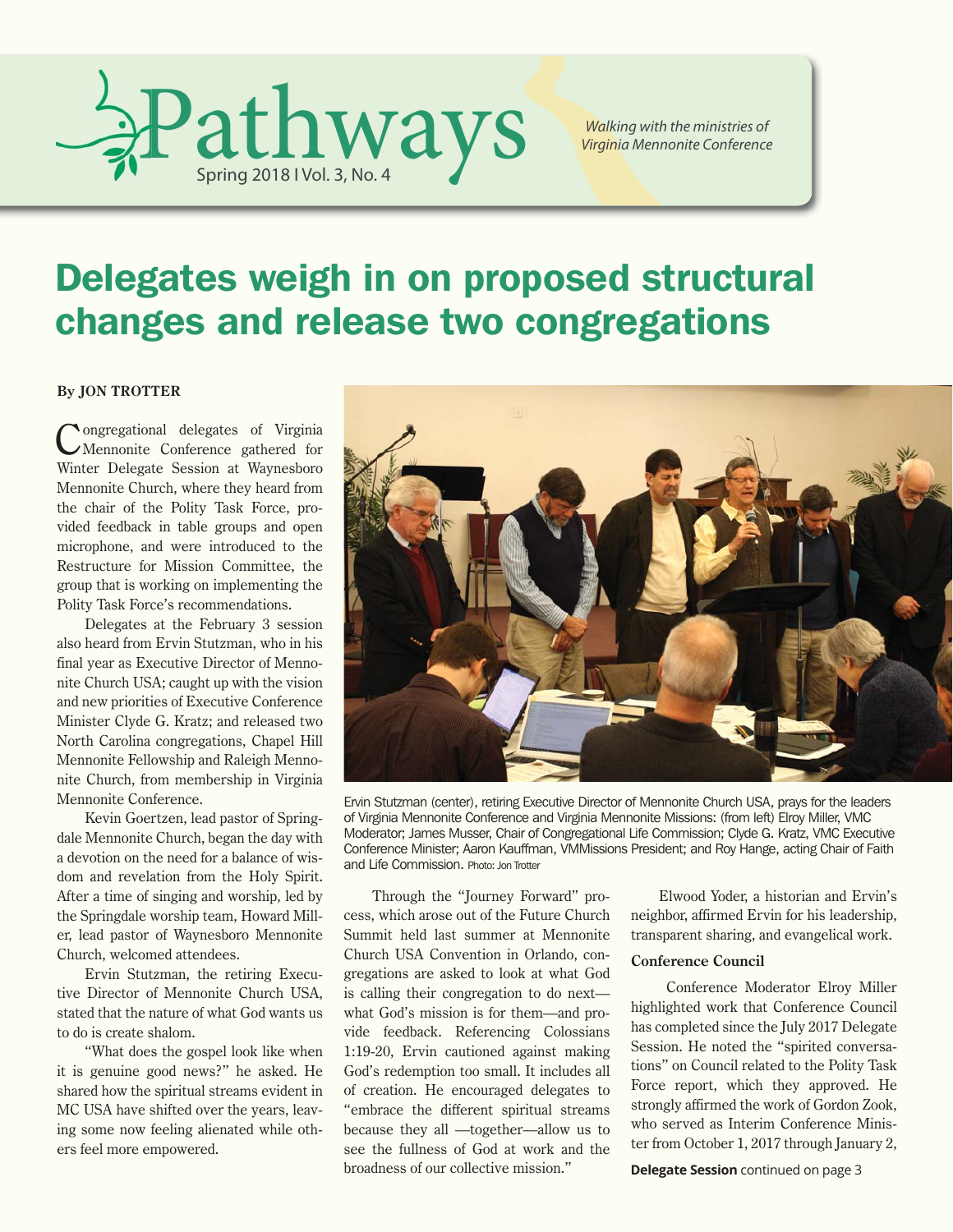# Pathways

Spring 2018 | Vol. 3, No. 4

*Walking with the ministries of Virginia Mennonite Conference*

# Delegates weigh in on proposed structural changes and release two congregations

**By JON TROTTER**

Congregational delegates of Virginia Mennonite Conference gathered for Winter Delegate Session at Waynesboro Mennonite Church, where they heard from the chair of the Polity Task Force, provided feedback in table groups and open microphone, and were introduced to the Restructure for Mission Committee, the group that is working on implementing the Polity Task Force's recommendations.

Delegates at the February 3 session also heard from Ervin Stutzman, who in his final year as Executive Director of Mennonite Church USA; caught up with the vision and new priorities of Executive Conference Minister Clyde G. Kratz; and released two North Carolina congregations, Chapel Hill Mennonite Fellowship and Raleigh Mennonite Church, from membership in Virginia Mennonite Conference.

Kevin Goertzen, lead pastor of Springdale Mennonite Church, began the day with a devotion on the need for a balance of wisdom and revelation from the Holy Spirit. After a time of singing and worship, led by the Springdale worship team, Howard Miller, lead pastor of Waynesboro Mennonite Church, welcomed attendees.

Ervin Stutzman, the retiring Executive Director of Mennonite Church USA, stated that the nature of what God wants us to do is create shalom.

"What does the gospel look like when it is genuine good news?" he asked. He shared how the spiritual streams evident in MC USA have shifted over the years, leaving some now feeling alienated while others feel more empowered.

Ervin Stutzman (center), retiring Executive Director of Mennonite Church USA, prays for the leaders of Virginia Mennonite Conference and Virginia Mennonite Missions: (from left) Elroy Miller, VMC Moderator; James Musser, Chair of Congregational Life Commission; Clyde G. Kratz, VMC Executive Conference Minister; Aaron Kauffman, VMMissions President; and Roy Hange, acting Chair of Faith and Life Commission. Photo: Jon Trotter

Through the "Journey Forward" process, which arose out of the Future Church Summit held last summer at Mennonite Church USA Convention in Orlando, congregations are asked to look at what God is calling their congregation to do next—what God's mission is for them—and provide feedback. Referencing Colossians 1:19-20, Ervin cautioned against making God's redemption too small. It includes all of creation. He encouraged delegates to "embrace the different spiritual streams because they all —together—allow us to see the fullness of God at work and the broadness of our collective mission."

Elwood Yoder, a historian and Ervin's neighbor, affirmed Ervin for his leadership, transparent sharing, and evangelical work.

**Conference Council**

Conference Moderator Elroy Miller highlighted work that Conference Council has completed since the July 2017 Delegate Session. He noted the "spirited conversations" on Council related to the Polity Task Force report, which they approved. He strongly affirmed the work of Gordon Zook, who served as Interim Conference Minister from October 1, 2017 through January 2,

**Delegate Session** continued on page 3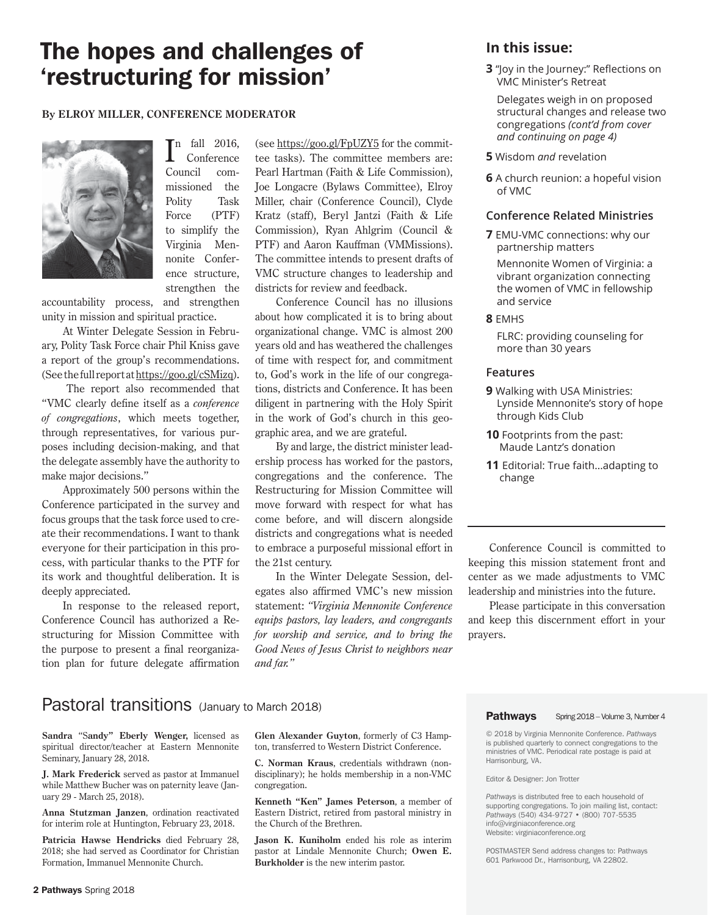# The hopes and challenges of 'restructuring for mission'

**By ELROY MILLER, CONFERENCE MODERATOR**

In fall 2016, Conference Council commissioned the Polity Task Force (PTF) to simplify the Virginia Mennonite Conference structure, strengthen the accountability process, and strengthen unity in mission and spiritual practice.

At Winter Delegate Session in February, Polity Task Force chair Phil Kniss gave a report of the group's recommendations. (See the full report at https://goo.gl/cSMizq).

The report also recommended that "VMC clearly define itself as a *conference of congregations*, which meets together, through representatives, for various purposes including decision-making, and that the delegate assembly have the authority to make major decisions."

Approximately 500 persons within the Conference participated in the survey and focus groups that the task force used to create their recommendations. I want to thank everyone for their participation in this process, with particular thanks to the PTF for its work and thoughtful deliberation. It is deeply appreciated.

In response to the released report, Conference Council has authorized a Restructuring for Mission Committee with the purpose to present a final reorganization plan for future delegate affirmation (see https://goo.gl/FpUZY5 for the committee tasks). The committee members are: Pearl Hartman (Faith & Life Commission), Joe Longacre (Bylaws Committee), Elroy Miller, chair (Conference Council), Clyde Kratz (staff), Beryl Jantzi (Faith & Life Commission), Ryan Ahlgrim (Council & PTF) and Aaron Kauffman (VMMissions). The committee intends to present drafts of VMC structure changes to leadership and districts for review and feedback.

Conference Council has no illusions about how complicated it is to bring about organizational change. VMC is almost 200 years old and has weathered the challenges of time with respect for, and commitment to, God's work in the life of our congregations, districts and Conference. It has been diligent in partnering with the Holy Spirit in the work of God's church in this geographic area, and we are grateful.

By and large, the district minister leadership process has worked for the pastors, congregations and the conference. The Restructuring for Mission Committee will move forward with respect for what has come before, and will discern alongside districts and congregations what is needed to embrace a purposeful missional effort in the 21st century.

In the Winter Delegate Session, delegates also affirmed VMC's new mission statement: *"Virginia Mennonite Conference equips pastors, lay leaders, and congregants for worship and service, and to bring the Good News of Jesus Christ to neighbors near and far."*

Conference Council is committed to keeping this mission statement front and center as we made adjustments to VMC leadership and ministries into the future.

Please participate in this conversation and keep this discernment effort in your prayers.

## In this issue:

**3** "Joy in the Journey:" Reflections on VMC Minister's Retreat

Delegates weigh in on proposed structural changes and release two congregations *(cont'd from cover and continuing on page 4)*

**5** Wisdom *and* revelation

**6** A church reunion: a hopeful vision of VMC

### Conference Related Ministries

**7** EMU-VMC connections: why our partnership matters

Mennonite Women of Virginia: a vibrant organization connecting the women of VMC in fellowship and service

**8** EMHS

FLRC: providing counseling for more than 30 years

### Features

**9** Walking with USA Ministries: Lynside Mennonite's story of hope through Kids Club

**10** Footprints from the past: Maude Lantz's donation

**11** Editorial: True faith...adapting to change

## Pastoral transitions (January to March 2018)

**Sandra "Sandy" Eberly Wenger,** licensed as spiritual director/teacher at Eastern Mennonite Seminary, January 28, 2018.

**J. Mark Frederick** served as pastor at Immanuel while Matthew Bucher was on paternity leave (January 29 - March 25, 2018).

**Anna Stutzman Janzen**, ordination reactivated for interim role at Huntington, February 23, 2018.

**Patricia Hawse Hendricks** died February 28, 2018; she had served as Coordinator for Christian Formation, Immanuel Mennonite Church.

**Glen Alexander Guyton**, formerly of C3 Hampton, transferred to Western District Conference.

**C. Norman Kraus**, credentials withdrawn (non-disciplinary); he holds membership in a non-VMC congregation.

**Kenneth "Ken" James Peterson**, a member of Eastern District, retired from pastoral ministry in the Church of the Brethren.

**Jason K. Kuniholm** ended his role as interim pastor at Lindale Mennonite Church; **Owen E. Burkholder** is the new interim pastor.

**Pathways** Spring 2018 – Volume 3, Number 4

© 2018 by Virginia Mennonite Conference. *Pathways* is published quarterly to connect congregations to the ministries of VMC. Periodical rate postage is paid at Harrisonburg, VA.

Editor & Designer: Jon Trotter

*Pathways* is distributed free to each household of supporting congregations. To join mailing list, contact: *Pathways* (540) 434-9727 • (800) 707-5535
info@virginiaconference.org
Website: virginiaconference.org

POSTMASTER Send address changes to: Pathways
601 Parkwood Dr., Harrisonburg, VA 22802.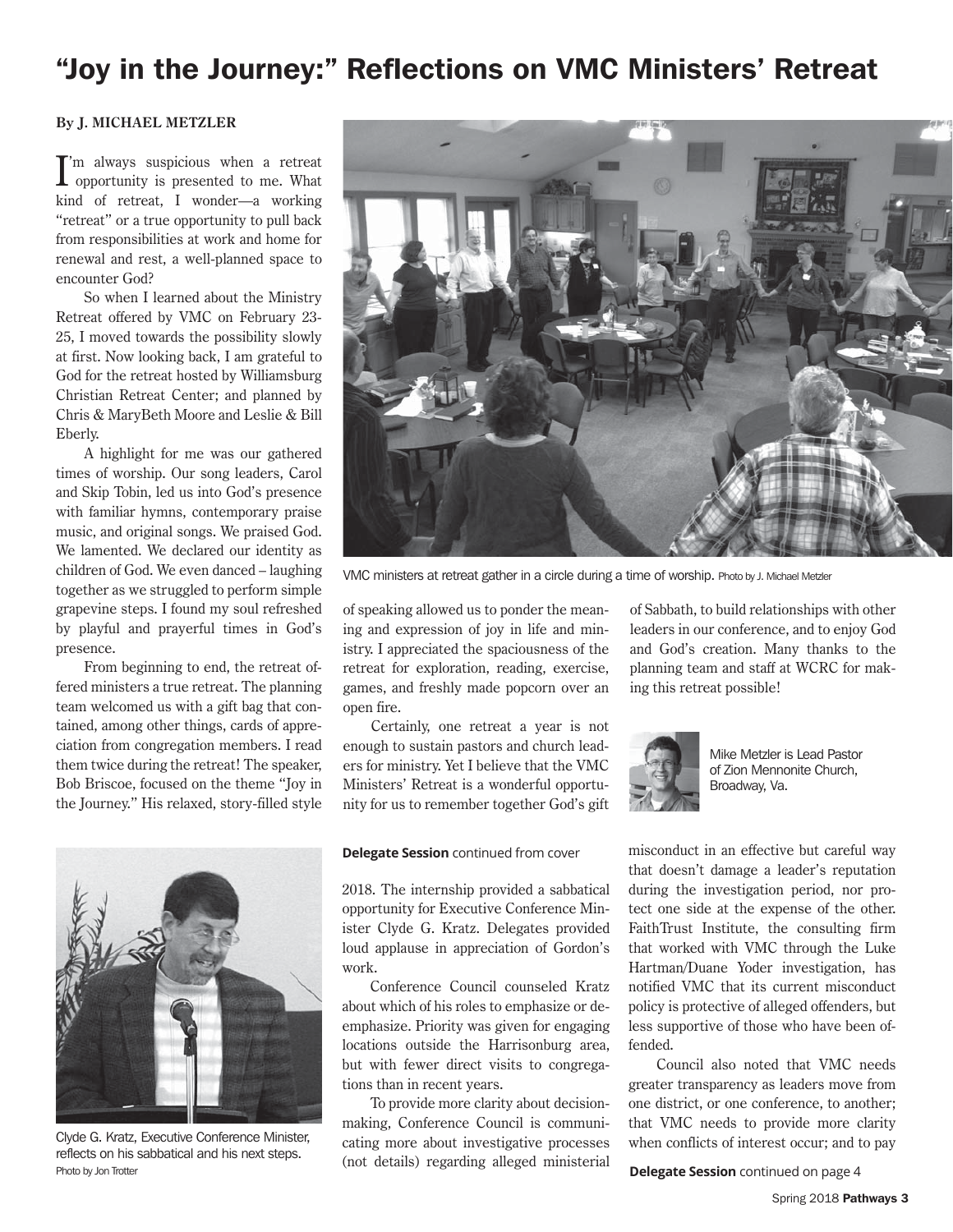# "Joy in the Journey:" Reflections on VMC Ministers' Retreat

**By J. MICHAEL METZLER**

I'm always suspicious when a retreat opportunity is presented to me. What kind of retreat, I wonder—a working "retreat" or a true opportunity to pull back from responsibilities at work and home for renewal and rest, a well-planned space to encounter God?

So when I learned about the Ministry Retreat offered by VMC on February 23-25, I moved towards the possibility slowly at first. Now looking back, I am grateful to God for the retreat hosted by Williamsburg Christian Retreat Center; and planned by Chris & MaryBeth Moore and Leslie & Bill Eberly.

A highlight for me was our gathered times of worship. Our song leaders, Carol and Skip Tobin, led us into God's presence with familiar hymns, contemporary praise music, and original songs. We praised God. We lamented. We declared our identity as children of God. We even danced – laughing together as we struggled to perform simple grapevine steps. I found my soul refreshed by playful and prayerful times in God's presence.

From beginning to end, the retreat offered ministers a true retreat. The planning team welcomed us with a gift bag that contained, among other things, cards of appreciation from congregation members. I read them twice during the retreat! The speaker, Bob Briscoe, focused on the theme "Joy in the Journey." His relaxed, story-filled style of speaking allowed us to ponder the meaning and expression of joy in life and ministry. I appreciated the spaciousness of the retreat for exploration, reading, exercise, games, and freshly made popcorn over an open fire.

VMC ministers at retreat gather in a circle during a time of worship. Photo by J. Michael Metzler

Certainly, one retreat a year is not enough to sustain pastors and church leaders for ministry. Yet I believe that the VMC Ministers' Retreat is a wonderful opportunity for us to remember together God's gift of Sabbath, to build relationships with other leaders in our conference, and to enjoy God and God's creation. Many thanks to the planning team and staff at WCRC for making this retreat possible!

Mike Metzler is Lead Pastor of Zion Mennonite Church, Broadway, Va.

Clyde G. Kratz, Executive Conference Minister, reflects on his sabbatical and his next steps. Photo by Jon Trotter

**Delegate Session** continued from cover

2018. The internship provided a sabbatical opportunity for Executive Conference Minister Clyde G. Kratz. Delegates provided loud applause in appreciation of Gordon's work.

Conference Council counseled Kratz about which of his roles to emphasize or deemphasize. Priority was given for engaging locations outside the Harrisonburg area, but with fewer direct visits to congregations than in recent years.

To provide more clarity about decision-making, Conference Council is communicating more about investigative processes (not details) regarding alleged ministerial misconduct in an effective but careful way that doesn't damage a leader's reputation during the investigation period, nor protect one side at the expense of the other. FaithTrust Institute, the consulting firm that worked with VMC through the Luke Hartman/Duane Yoder investigation, has notified VMC that its current misconduct policy is protective of alleged offenders, but less supportive of those who have been offended.

Council also noted that VMC needs greater transparency as leaders move from one district, or one conference, to another; that VMC needs to provide more clarity when conflicts of interest occur; and to pay

**Delegate Session** continued on page 4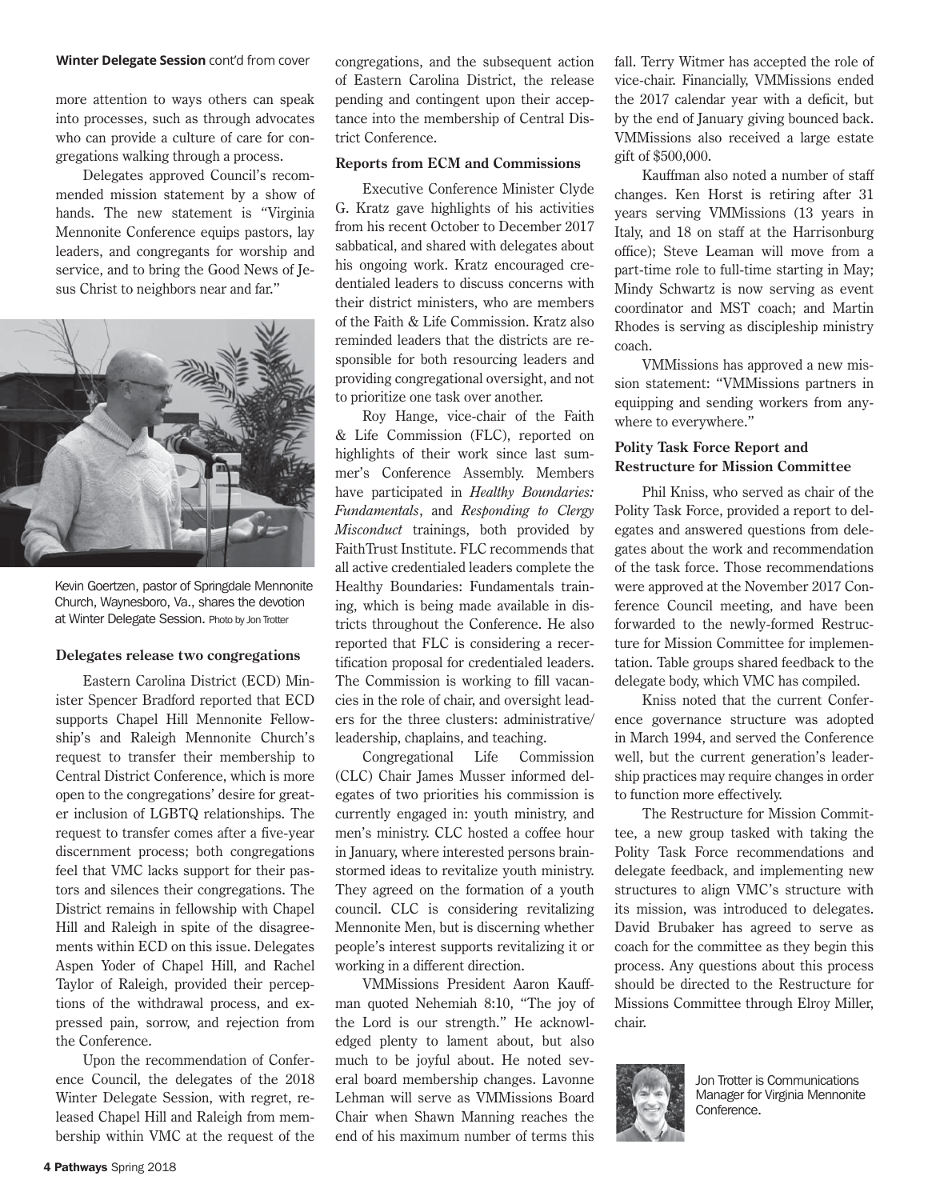**Winter Delegate Session** cont'd from cover

more attention to ways others can speak into processes, such as through advocates who can provide a culture of care for congregations walking through a process.

Delegates approved Council's recommended mission statement by a show of hands. The new statement is "Virginia Mennonite Conference equips pastors, lay leaders, and congregants for worship and service, and to bring the Good News of Jesus Christ to neighbors near and far."

Kevin Goertzen, pastor of Springdale Mennonite Church, Waynesboro, Va., shares the devotion at Winter Delegate Session. Photo by Jon Trotter

### Delegates release two congregations

Eastern Carolina District (ECD) Minister Spencer Bradford reported that ECD supports Chapel Hill Mennonite Fellowship's and Raleigh Mennonite Church's request to transfer their membership to Central District Conference, which is more open to the congregations' desire for greater inclusion of LGBTQ relationships. The request to transfer comes after a five-year discernment process; both congregations feel that VMC lacks support for their pastors and silences their congregations. The District remains in fellowship with Chapel Hill and Raleigh in spite of the disagreements within ECD on this issue. Delegates Aspen Yoder of Chapel Hill, and Rachel Taylor of Raleigh, provided their perceptions of the withdrawal process, and expressed pain, sorrow, and rejection from the Conference.

Upon the recommendation of Conference Council, the delegates of the 2018 Winter Delegate Session, with regret, released Chapel Hill and Raleigh from membership within VMC at the request of the congregations, and the subsequent action of Eastern Carolina District, the release pending and contingent upon their acceptance into the membership of Central District Conference.

### Reports from ECM and Commissions

Executive Conference Minister Clyde G. Kratz gave highlights of his activities from his recent October to December 2017 sabbatical, and shared with delegates about his ongoing work. Kratz encouraged credentialed leaders to discuss concerns with their district ministers, who are members of the Faith & Life Commission. Kratz also reminded leaders that the districts are responsible for both resourcing leaders and providing congregational oversight, and not to prioritize one task over another.

Roy Hange, vice-chair of the Faith & Life Commission (FLC), reported on highlights of their work since last summer's Conference Assembly. Members have participated in *Healthy Boundaries: Fundamentals*, and *Responding to Clergy Misconduct* trainings, both provided by FaithTrust Institute. FLC recommends that all active credentialed leaders complete the Healthy Boundaries: Fundamentals training, which is being made available in districts throughout the Conference. He also reported that FLC is considering a recertification proposal for credentialed leaders. The Commission is working to fill vacancies in the role of chair, and oversight leaders for the three clusters: administrative/leadership, chaplains, and teaching.

Congregational Life Commission (CLC) Chair James Musser informed delegates of two priorities his commission is currently engaged in: youth ministry, and men's ministry. CLC hosted a coffee hour in January, where interested persons brainstormed ideas to revitalize youth ministry. They agreed on the formation of a youth council. CLC is considering revitalizing Mennonite Men, but is discerning whether people's interest supports revitalizing it or working in a different direction.

VMMissions President Aaron Kauffman quoted Nehemiah 8:10, "The joy of the Lord is our strength." He acknowledged plenty to lament about, but also much to be joyful about. He noted several board membership changes. Lavonne Lehman will serve as VMMissions Board Chair when Shawn Manning reaches the end of his maximum number of terms this fall. Terry Witmer has accepted the role of vice-chair. Financially, VMMissions ended the 2017 calendar year with a deficit, but by the end of January giving bounced back. VMMissions also received a large estate gift of $500,000.

Kauffman also noted a number of staff changes. Ken Horst is retiring after 31 years serving VMMissions (13 years in Italy, and 18 on staff at the Harrisonburg office); Steve Leaman will move from a part-time role to full-time starting in May; Mindy Schwartz is now serving as event coordinator and MST coach; and Martin Rhodes is serving as discipleship ministry coach.

VMMissions has approved a new mission statement: "VMMissions partners in equipping and sending workers from anywhere to everywhere."

### Polity Task Force Report and Restructure for Mission Committee

Phil Kniss, who served as chair of the Polity Task Force, provided a report to delegates and answered questions from delegates about the work and recommendation of the task force. Those recommendations were approved at the November 2017 Conference Council meeting, and have been forwarded to the newly-formed Restructure for Mission Committee for implementation. Table groups shared feedback to the delegate body, which VMC has compiled.

Kniss noted that the current Conference governance structure was adopted in March 1994, and served the Conference well, but the current generation's leadership practices may require changes in order to function more effectively.

The Restructure for Mission Committee, a new group tasked with taking the Polity Task Force recommendations and delegate feedback, and implementing new structures to align VMC's structure with its mission, was introduced to delegates. David Brubaker has agreed to serve as coach for the committee as they begin this process. Any questions about this process should be directed to the Restructure for Missions Committee through Elroy Miller, chair.

Jon Trotter is Communications Manager for Virginia Mennonite Conference.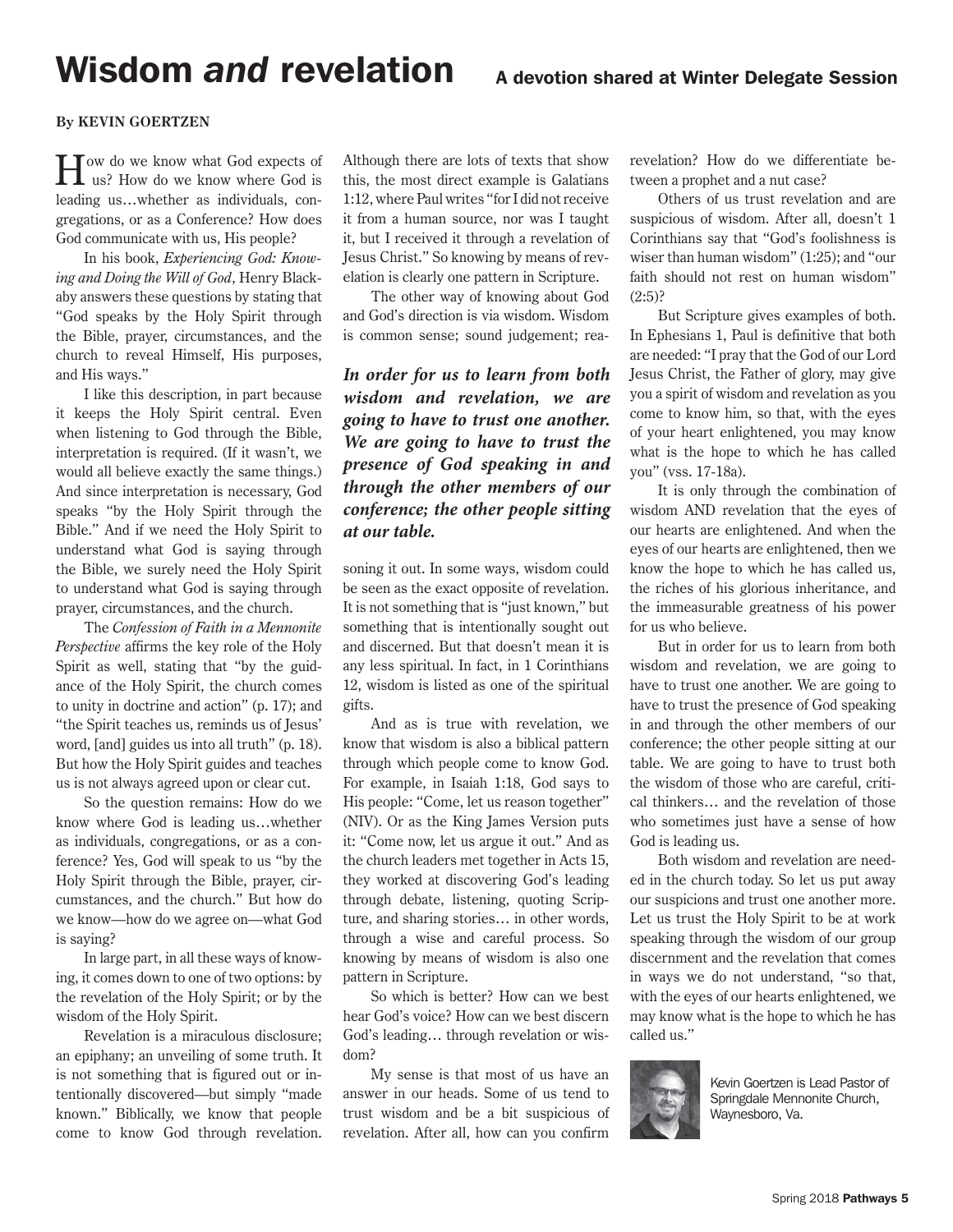# Wisdom *and* revelation

## A devotion shared at Winter Delegate Session

**By KEVIN GOERTZEN**

How do we know what God expects of us? How do we know where God is leading us…whether as individuals, congregations, or as a Conference? How does God communicate with us, His people?

In his book, *Experiencing God: Knowing and Doing the Will of God*, Henry Blackaby answers these questions by stating that "God speaks by the Holy Spirit through the Bible, prayer, circumstances, and the church to reveal Himself, His purposes, and His ways."

I like this description, in part because it keeps the Holy Spirit central. Even when listening to God through the Bible, interpretation is required. (If it wasn't, we would all believe exactly the same things.) And since interpretation is necessary, God speaks "by the Holy Spirit through the Bible." And if we need the Holy Spirit to understand what God is saying through the Bible, we surely need the Holy Spirit to understand what God is saying through prayer, circumstances, and the church.

The *Confession of Faith in a Mennonite Perspective* affirms the key role of the Holy Spirit as well, stating that "by the guidance of the Holy Spirit, the church comes to unity in doctrine and action" (p. 17); and "the Spirit teaches us, reminds us of Jesus' word, [and] guides us into all truth" (p. 18). But how the Holy Spirit guides and teaches us is not always agreed upon or clear cut.

So the question remains: How do we know where God is leading us…whether as individuals, congregations, or as a conference? Yes, God will speak to us "by the Holy Spirit through the Bible, prayer, circumstances, and the church." But how do we know—how do we agree on—what God is saying?

In large part, in all these ways of knowing, it comes down to one of two options: by the revelation of the Holy Spirit; or by the wisdom of the Holy Spirit.

Revelation is a miraculous disclosure; an epiphany; an unveiling of some truth. It is not something that is figured out or intentionally discovered—but simply "made known." Biblically, we know that people come to know God through revelation. Although there are lots of texts that show this, the most direct example is Galatians 1:12, where Paul writes "for I did not receive it from a human source, nor was I taught it, but I received it through a revelation of Jesus Christ." So knowing by means of revelation is clearly one pattern in Scripture.

The other way of knowing about God and God's direction is via wisdom. Wisdom is common sense; sound judgement; reasoning it out. In some ways, wisdom could be seen as the exact opposite of revelation. It is not something that is "just known," but something that is intentionally sought out and discerned. But that doesn't mean it is any less spiritual. In fact, in 1 Corinthians 12, wisdom is listed as one of the spiritual gifts.

***In order for us to learn from both wisdom and revelation, we are going to have to trust one another. We are going to have to trust the presence of God speaking in and through the other members of our conference; the other people sitting at our table.***

And as is true with revelation, we know that wisdom is also a biblical pattern through which people come to know God. For example, in Isaiah 1:18, God says to His people: "Come, let us reason together" (NIV). Or as the King James Version puts it: "Come now, let us argue it out." And as the church leaders met together in Acts 15, they worked at discovering God's leading through debate, listening, quoting Scripture, and sharing stories… in other words, through a wise and careful process. So knowing by means of wisdom is also one pattern in Scripture.

So which is better? How can we best hear God's voice? How can we best discern God's leading… through revelation or wisdom?

My sense is that most of us have an answer in our heads. Some of us tend to trust wisdom and be a bit suspicious of revelation. After all, how can you confirm revelation? How do we differentiate between a prophet and a nut case?

Others of us trust revelation and are suspicious of wisdom. After all, doesn't 1 Corinthians say that "God's foolishness is wiser than human wisdom" (1:25); and "our faith should not rest on human wisdom" (2:5)?

But Scripture gives examples of both. In Ephesians 1, Paul is definitive that both are needed: "I pray that the God of our Lord Jesus Christ, the Father of glory, may give you a spirit of wisdom and revelation as you come to know him, so that, with the eyes of your heart enlightened, you may know what is the hope to which he has called you" (vss. 17-18a).

It is only through the combination of wisdom AND revelation that the eyes of our hearts are enlightened. And when the eyes of our hearts are enlightened, then we know the hope to which he has called us, the riches of his glorious inheritance, and the immeasurable greatness of his power for us who believe.

But in order for us to learn from both wisdom and revelation, we are going to have to trust one another. We are going to have to trust the presence of God speaking in and through the other members of our conference; the other people sitting at our table. We are going to have to trust both the wisdom of those who are careful, critical thinkers… and the revelation of those who sometimes just have a sense of how God is leading us.

Both wisdom and revelation are needed in the church today. So let us put away our suspicions and trust one another more. Let us trust the Holy Spirit to be at work speaking through the wisdom of our group discernment and the revelation that comes in ways we do not understand, "so that, with the eyes of our hearts enlightened, we may know what is the hope to which he has called us."

Kevin Goertzen is Lead Pastor of Springdale Mennonite Church, Waynesboro, Va.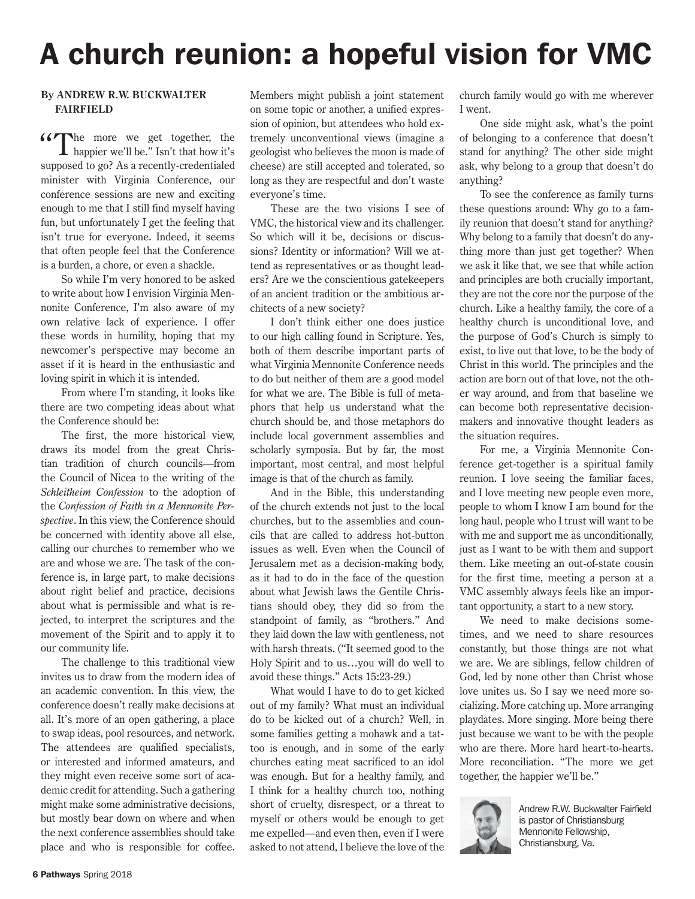# A church reunion: a hopeful vision for VMC

**By ANDREW R.W. BUCKWALTER FAIRFIELD**

"The more we get together, the happier we'll be." Isn't that how it's supposed to go? As a recently-credentialed minister with Virginia Conference, our conference sessions are new and exciting enough to me that I still find myself having fun, but unfortunately I get the feeling that isn't true for everyone. Indeed, it seems that often people feel that the Conference is a burden, a chore, or even a shackle.

So while I'm very honored to be asked to write about how I envision Virginia Mennonite Conference, I'm also aware of my own relative lack of experience. I offer these words in humility, hoping that my newcomer's perspective may become an asset if it is heard in the enthusiastic and loving spirit in which it is intended.

From where I'm standing, it looks like there are two competing ideas about what the Conference should be:

The first, the more historical view, draws its model from the great Christian tradition of church councils—from the Council of Nicea to the writing of the *Schleitheim Confession* to the adoption of the *Confession of Faith in a Mennonite Perspective*. In this view, the Conference should be concerned with identity above all else, calling our churches to remember who we are and whose we are. The task of the conference is, in large part, to make decisions about right belief and practice, decisions about what is permissible and what is rejected, to interpret the scriptures and the movement of the Spirit and to apply it to our community life.

The challenge to this traditional view invites us to draw from the modern idea of an academic convention. In this view, the conference doesn't really make decisions at all. It's more of an open gathering, a place to swap ideas, pool resources, and network. The attendees are qualified specialists, or interested and informed amateurs, and they might even receive some sort of academic credit for attending. Such a gathering might make some administrative decisions, but mostly bear down on where and when the next conference assemblies should take place and who is responsible for coffee. Members might publish a joint statement on some topic or another, a unified expression of opinion, but attendees who hold extremely unconventional views (imagine a geologist who believes the moon is made of cheese) are still accepted and tolerated, so long as they are respectful and don't waste everyone's time.

These are the two visions I see of VMC, the historical view and its challenger. So which will it be, decisions or discussions? Identity or information? Will we attend as representatives or as thought leaders? Are we the conscientious gatekeepers of an ancient tradition or the ambitious architects of a new society?

I don't think either one does justice to our high calling found in Scripture. Yes, both of them describe important parts of what Virginia Mennonite Conference needs to do but neither of them are a good model for what we are. The Bible is full of metaphors that help us understand what the church should be, and those metaphors do include local government assemblies and scholarly symposia. But by far, the most important, most central, and most helpful image is that of the church as family.

And in the Bible, this understanding of the church extends not just to the local churches, but to the assemblies and councils that are called to address hot-button issues as well. Even when the Council of Jerusalem met as a decision-making body, as it had to do in the face of the question about what Jewish laws the Gentile Christians should obey, they did so from the standpoint of family, as "brothers." And they laid down the law with gentleness, not with harsh threats. ("It seemed good to the Holy Spirit and to us…you will do well to avoid these things." Acts 15:23-29.)

What would I have to do to get kicked out of my family? What must an individual do to be kicked out of a church? Well, in some families getting a mohawk and a tattoo is enough, and in some of the early churches eating meat sacrificed to an idol was enough. But for a healthy family, and I think for a healthy church too, nothing short of cruelty, disrespect, or a threat to myself or others would be enough to get me expelled—and even then, even if I were asked to not attend, I believe the love of the church family would go with me wherever I went.

One side might ask, what's the point of belonging to a conference that doesn't stand for anything? The other side might ask, why belong to a group that doesn't do anything?

To see the conference as family turns these questions around: Why go to a family reunion that doesn't stand for anything? Why belong to a family that doesn't do anything more than just get together? When we ask it like that, we see that while action and principles are both crucially important, they are not the core nor the purpose of the church. Like a healthy family, the core of a healthy church is unconditional love, and the purpose of God's Church is simply to exist, to live out that love, to be the body of Christ in this world. The principles and the action are born out of that love, not the other way around, and from that baseline we can become both representative decision-makers and innovative thought leaders as the situation requires.

For me, a Virginia Mennonite Conference get-together is a spiritual family reunion. I love seeing the familiar faces, and I love meeting new people even more, people to whom I know I am bound for the long haul, people who I trust will want to be with me and support me as unconditionally, just as I want to be with them and support them. Like meeting an out-of-state cousin for the first time, meeting a person at a VMC assembly always feels like an important opportunity, a start to a new story.

We need to make decisions sometimes, and we need to share resources constantly, but those things are not what we are. We are siblings, fellow children of God, led by none other than Christ whose love unites us. So I say we need more socializing. More catching up. More arranging playdates. More singing. More being there just because we want to be with the people who are there. More hard heart-to-hearts. More reconciliation. "The more we get together, the happier we'll be."

Andrew R.W. Buckwalter Fairfield is pastor of Christiansburg Mennonite Fellowship, Christiansburg, Va.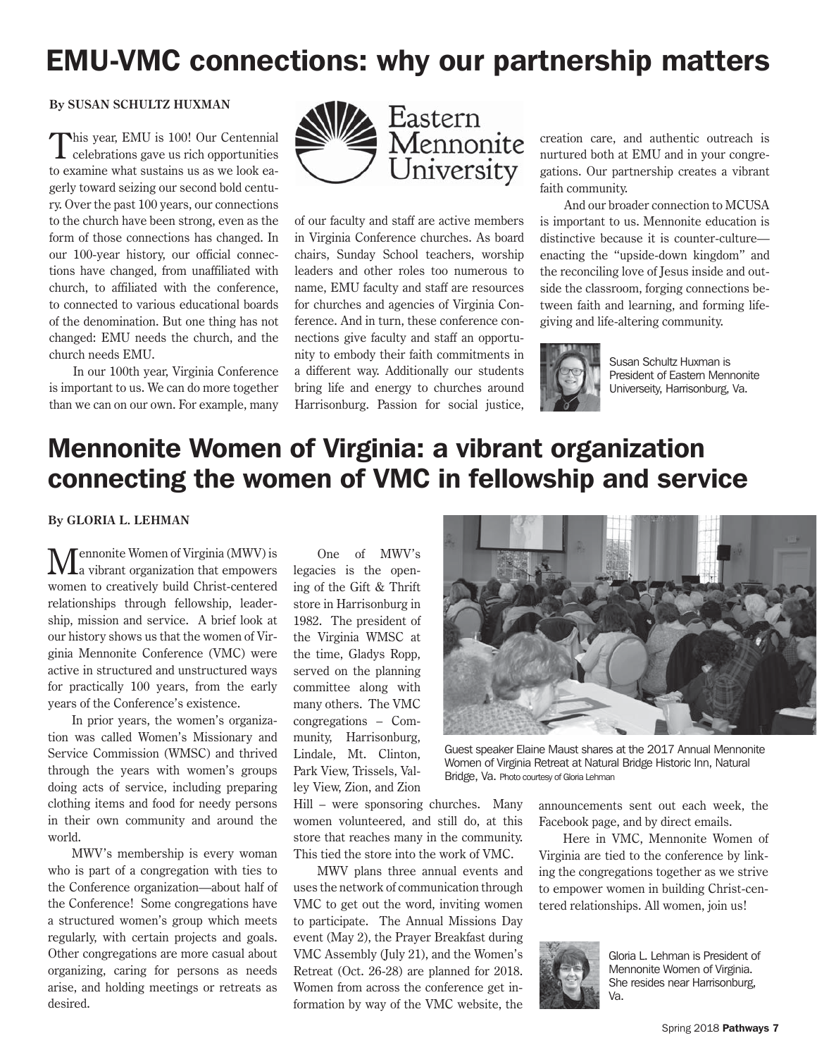# EMU-VMC connections: why our partnership matters

**By SUSAN SCHULTZ HUXMAN**

This year, EMU is 100! Our Centennial celebrations gave us rich opportunities to examine what sustains us as we look eagerly toward seizing our second bold century. Over the past 100 years, our connections to the church have been strong, even as the form of those connections has changed. In our 100-year history, our official connections have changed, from unaffiliated with church, to affiliated with the conference, to connected to various educational boards of the denomination. But one thing has not changed: EMU needs the church, and the church needs EMU.

In our 100th year, Virginia Conference is important to us. We can do more together than we can on our own. For example, many of our faculty and staff are active members in Virginia Conference churches. As board chairs, Sunday School teachers, worship leaders and other roles too numerous to name, EMU faculty and staff are resources for churches and agencies of Virginia Conference. And in turn, these conference connections give faculty and staff an opportunity to embody their faith commitments in a different way. Additionally our students bring life and energy to churches around Harrisonburg. Passion for social justice, creation care, and authentic outreach is nurtured both at EMU and in your congregations. Our partnership creates a vibrant faith community.

And our broader connection to MCUSA is important to us. Mennonite education is distinctive because it is counter-culture—enacting the "upside-down kingdom" and the reconciling love of Jesus inside and outside the classroom, forging connections between faith and learning, and forming life-giving and life-altering community.

Susan Schultz Huxman is President of Eastern Mennonite Universeity, Harrisonburg, Va.

# Mennonite Women of Virginia: a vibrant organization connecting the women of VMC in fellowship and service

**By GLORIA L. LEHMAN**

Mennonite Women of Virginia (MWV) is a vibrant organization that empowers women to creatively build Christ-centered relationships through fellowship, leadership, mission and service. A brief look at our history shows us that the women of Virginia Mennonite Conference (VMC) were active in structured and unstructured ways for practically 100 years, from the early years of the Conference's existence.

In prior years, the women's organization was called Women's Missionary and Service Commission (WMSC) and thrived through the years with women's groups doing acts of service, including preparing clothing items and food for needy persons in their own community and around the world.

MWV's membership is every woman who is part of a congregation with ties to the Conference organization—about half of the Conference! Some congregations have a structured women's group which meets regularly, with certain projects and goals. Other congregations are more casual about organizing, caring for persons as needs arise, and holding meetings or retreats as desired.

One of MWV's legacies is the opening of the Gift & Thrift store in Harrisonburg in 1982. The president of the Virginia WMSC at the time, Gladys Ropp, served on the planning committee along with many others. The VMC congregations – Community, Harrisonburg, Lindale, Mt. Clinton, Park View, Trissels, Valley View, Zion, and Zion Hill – were sponsoring churches. Many women volunteered, and still do, at this store that reaches many in the community. This tied the store into the work of VMC.

MWV plans three annual events and uses the network of communication through VMC to get out the word, inviting women to participate. The Annual Missions Day event (May 2), the Prayer Breakfast during VMC Assembly (July 21), and the Women's Retreat (Oct. 26-28) are planned for 2018. Women from across the conference get information by way of the VMC website, the announcements sent out each week, the Facebook page, and by direct emails.

Here in VMC, Mennonite Women of Virginia are tied to the conference by linking the congregations together as we strive to empower women in building Christ-centered relationships. All women, join us!

Guest speaker Elaine Maust shares at the 2017 Annual Mennonite Women of Virginia Retreat at Natural Bridge Historic Inn, Natural Bridge, Va. Photo courtesy of Gloria Lehman

Gloria L. Lehman is President of Mennonite Women of Virginia. She resides near Harrisonburg, Va.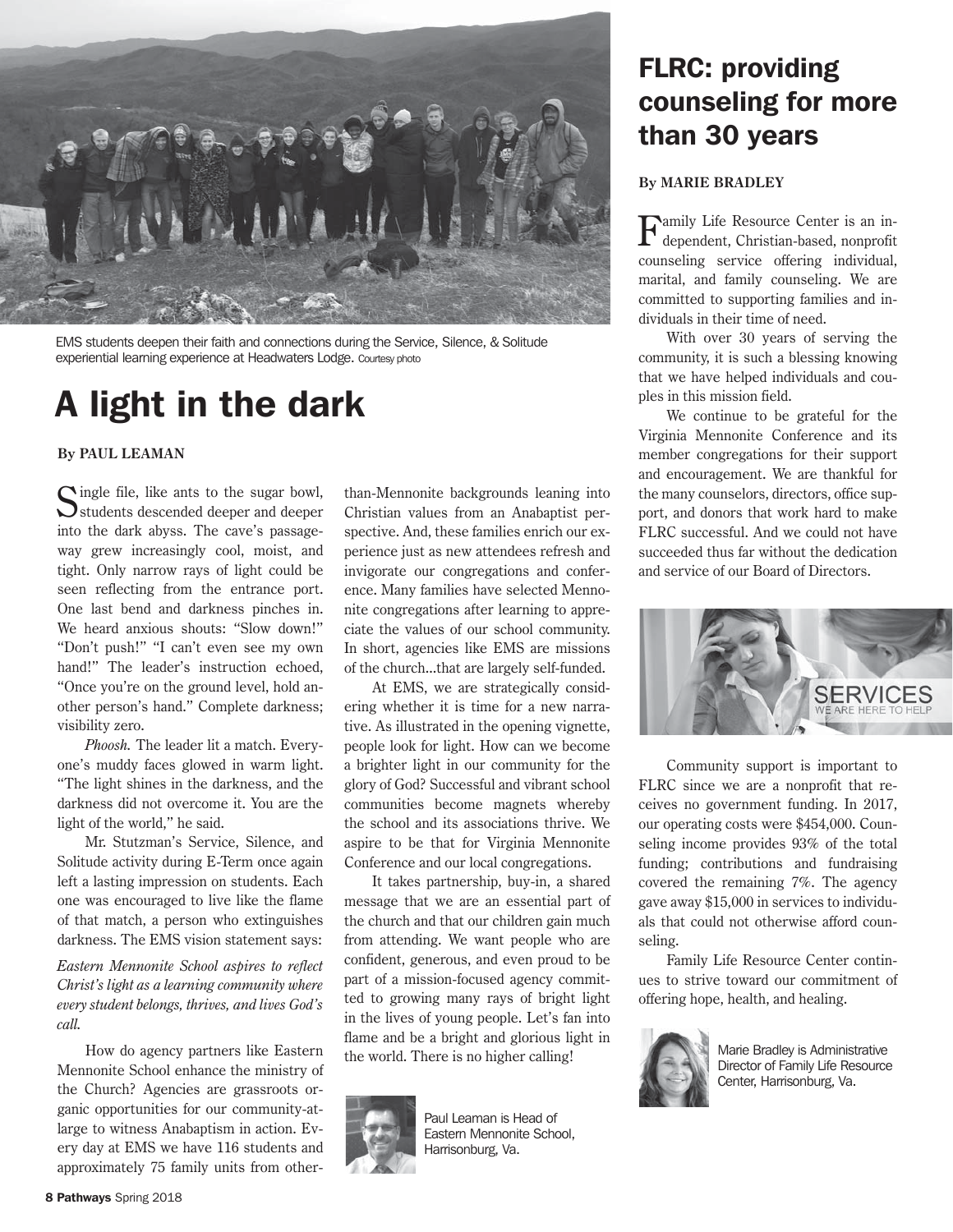EMS students deepen their faith and connections during the Service, Silence, & Solitude experiential learning experience at Headwaters Lodge. Courtesy photo

# A light in the dark

**By PAUL LEAMAN**

Single file, like ants to the sugar bowl, students descended deeper and deeper into the dark abyss. The cave's passageway grew increasingly cool, moist, and tight. Only narrow rays of light could be seen reflecting from the entrance port. One last bend and darkness pinches in. We heard anxious shouts: "Slow down!" "Don't push!" "I can't even see my own hand!" The leader's instruction echoed, "Once you're on the ground level, hold another person's hand." Complete darkness; visibility zero.

*Phoosh.* The leader lit a match. Everyone's muddy faces glowed in warm light. "The light shines in the darkness, and the darkness did not overcome it. You are the light of the world," he said.

Mr. Stutzman's Service, Silence, and Solitude activity during E-Term once again left a lasting impression on students. Each one was encouraged to live like the flame of that match, a person who extinguishes darkness. The EMS vision statement says:

*Eastern Mennonite School aspires to reflect Christ's light as a learning community where every student belongs, thrives, and lives God's call.*

How do agency partners like Eastern Mennonite School enhance the ministry of the Church? Agencies are grassroots organic opportunities for our community-at-large to witness Anabaptism in action. Every day at EMS we have 116 students and approximately 75 family units from other-than-Mennonite backgrounds leaning into Christian values from an Anabaptist perspective. And, these families enrich our experience just as new attendees refresh and invigorate our congregations and conference. Many families have selected Mennonite congregations after learning to appreciate the values of our school community. In short, agencies like EMS are missions of the church...that are largely self-funded.

At EMS, we are strategically considering whether it is time for a new narrative. As illustrated in the opening vignette, people look for light. How can we become a brighter light in our community for the glory of God? Successful and vibrant school communities become magnets whereby the school and its associations thrive. We aspire to be that for Virginia Mennonite Conference and our local congregations.

It takes partnership, buy-in, a shared message that we are an essential part of the church and that our children gain much from attending. We want people who are confident, generous, and even proud to be part of a mission-focused agency committed to growing many rays of bright light in the lives of young people. Let's fan into flame and be a bright and glorious light in the world. There is no higher calling!

Paul Leaman is Head of Eastern Mennonite School, Harrisonburg, Va.

# FLRC: providing counseling for more than 30 years

**By MARIE BRADLEY**

Family Life Resource Center is an independent, Christian-based, nonprofit counseling service offering individual, marital, and family counseling. We are committed to supporting families and individuals in their time of need.

With over 30 years of serving the community, it is such a blessing knowing that we have helped individuals and couples in this mission field.

We continue to be grateful for the Virginia Mennonite Conference and its member congregations for their support and encouragement. We are thankful for the many counselors, directors, office support, and donors that work hard to make FLRC successful. And we could not have succeeded thus far without the dedication and service of our Board of Directors.

SERVICES
WE ARE HERE TO HELP

Community support is important to FLRC since we are a nonprofit that receives no government funding. In 2017, our operating costs were $454,000. Counseling income provides 93% of the total funding; contributions and fundraising covered the remaining 7%. The agency gave away $15,000 in services to individuals that could not otherwise afford counseling.

Family Life Resource Center continues to strive toward our commitment of offering hope, health, and healing.

Marie Bradley is Administrative Director of Family Life Resource Center, Harrisonburg, Va.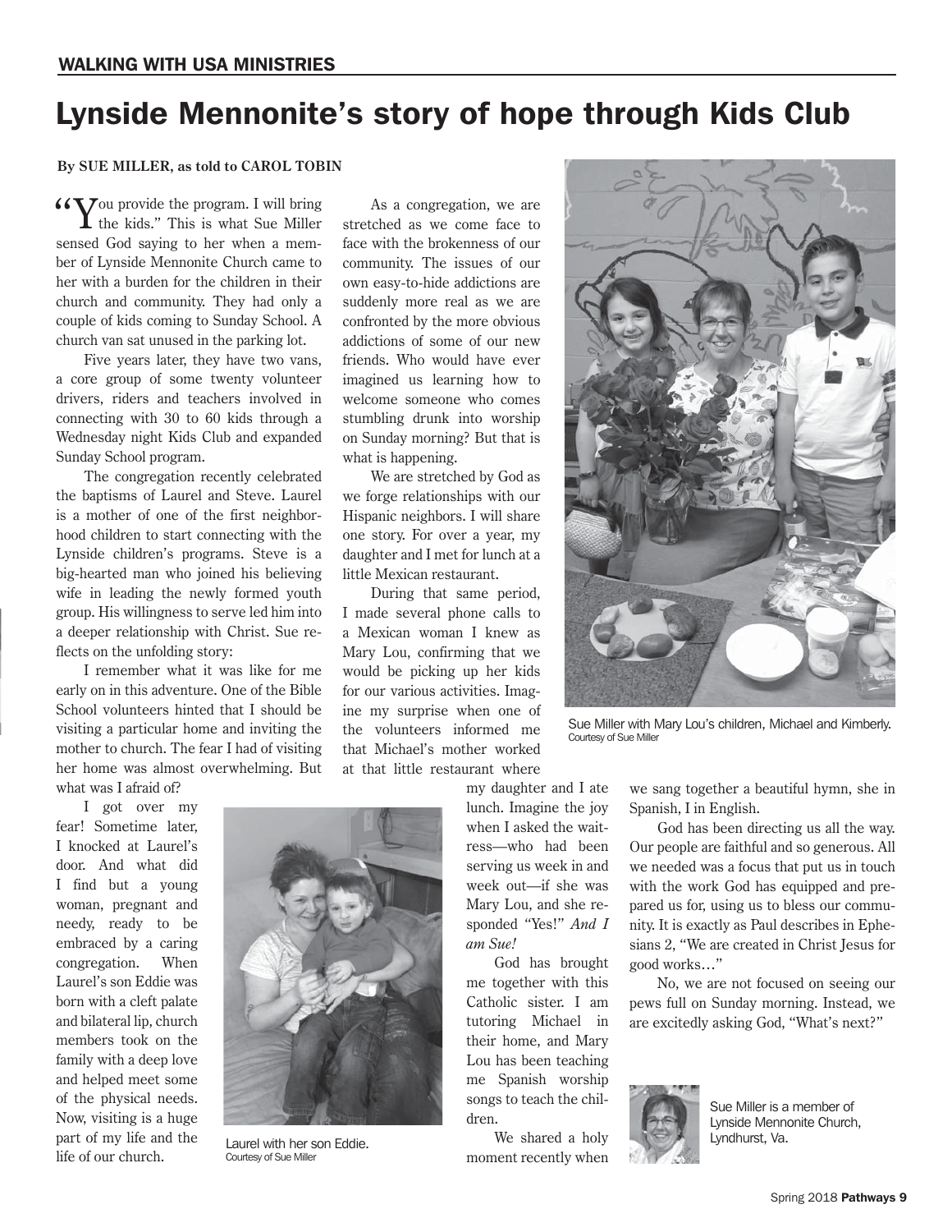## WALKING WITH USA MINISTRIES

# Lynside Mennonite's story of hope through Kids Club

**By SUE MILLER, as told to CAROL TOBIN**

"You provide the program. I will bring the kids." This is what Sue Miller sensed God saying to her when a member of Lynside Mennonite Church came to her with a burden for the children in their church and community. They had only a couple of kids coming to Sunday School. A church van sat unused in the parking lot.

Five years later, they have two vans, a core group of some twenty volunteer drivers, riders and teachers involved in connecting with 30 to 60 kids through a Wednesday night Kids Club and expanded Sunday School program.

The congregation recently celebrated the baptisms of Laurel and Steve. Laurel is a mother of one of the first neighborhood children to start connecting with the Lynside children's programs. Steve is a big-hearted man who joined his believing wife in leading the newly formed youth group. His willingness to serve led him into a deeper relationship with Christ. Sue reflects on the unfolding story:

I remember what it was like for me early on in this adventure. One of the Bible School volunteers hinted that I should be visiting a particular home and inviting the mother to church. The fear I had of visiting her home was almost overwhelming. But what was I afraid of?

I got over my fear! Sometime later, I knocked at Laurel's door. And what did I find but a young woman, pregnant and needy, ready to be embraced by a caring congregation. When Laurel's son Eddie was born with a cleft palate and bilateral lip, church members took on the family with a deep love and helped meet some of the physical needs. Now, visiting is a huge part of my life and the life of our church.

Laurel with her son Eddie.
Courtesy of Sue Miller

As a congregation, we are stretched as we come face to face with the brokenness of our community. The issues of our own easy-to-hide addictions are suddenly more real as we are confronted by the more obvious addictions of some of our new friends. Who would have ever imagined us learning how to welcome someone who comes stumbling drunk into worship on Sunday morning? But that is what is happening.

We are stretched by God as we forge relationships with our Hispanic neighbors. I will share one story. For over a year, my daughter and I met for lunch at a little Mexican restaurant.

During that same period, I made several phone calls to a Mexican woman I knew as Mary Lou, confirming that we would be picking up her kids for our various activities. Imagine my surprise when one of the volunteers informed me that Michael's mother worked at that little restaurant where my daughter and I ate lunch. Imagine the joy when I asked the waitress—who had been serving us week in and week out—if she was Mary Lou, and she responded "Yes!" *And I am Sue!*

God has brought me together with this Catholic sister. I am tutoring Michael in their home, and Mary Lou has been teaching me Spanish worship songs to teach the children.

We shared a holy moment recently when we sang together a beautiful hymn, she in Spanish, I in English.

Sue Miller with Mary Lou's children, Michael and Kimberly.
Courtesy of Sue Miller

God has been directing us all the way. Our people are faithful and so generous. All we needed was a focus that put us in touch with the work God has equipped and prepared us for, using us to bless our community. It is exactly as Paul describes in Ephesians 2, "We are created in Christ Jesus for good works…"

No, we are not focused on seeing our pews full on Sunday morning. Instead, we are excitedly asking God, "What's next?"

Sue Miller is a member of Lynside Mennonite Church, Lyndhurst, Va.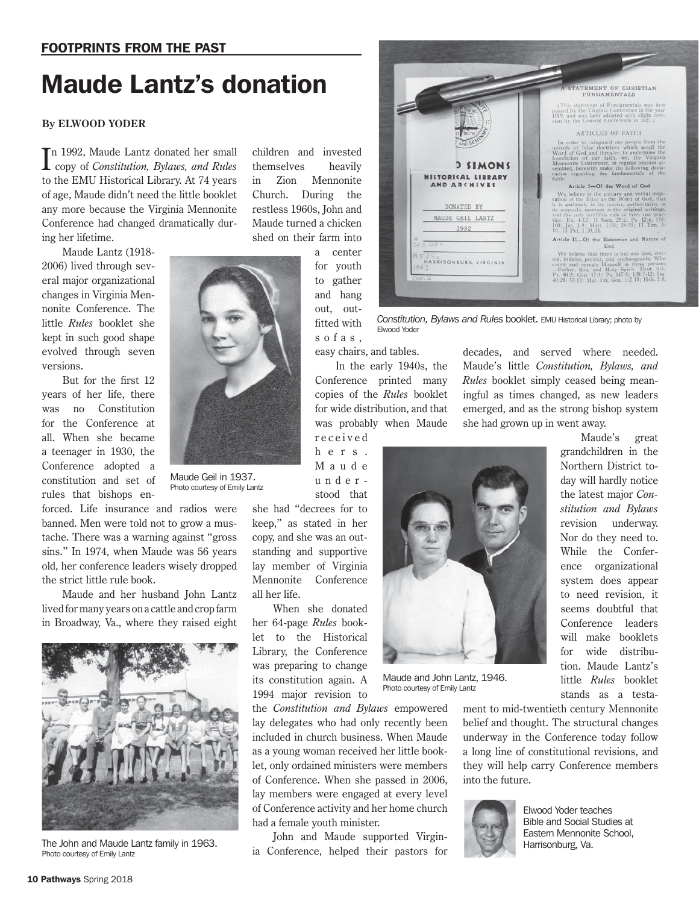FOOTPRINTS FROM THE PAST

# Maude Lantz's donation

**By ELWOOD YODER**

In 1992, Maude Lantz donated her small copy of *Constitution, Bylaws, and Rules* to the EMU Historical Library. At 74 years of age, Maude didn't need the little booklet any more because the Virginia Mennonite Conference had changed dramatically during her lifetime.

Maude Lantz (1918-2006) lived through several major organizational changes in Virginia Mennonite Conference. The little *Rules* booklet she kept in such good shape evolved through seven versions.

But for the first 12 years of her life, there was no Constitution for the Conference at all. When she became a teenager in 1930, the Conference adopted a constitution and set of rules that bishops enforced. Life insurance and radios were banned. Men were told not to grow a mustache. There was a warning against "gross sins." In 1974, when Maude was 56 years old, her conference leaders wisely dropped the strict little rule book.

Maude Geil in 1937. Photo courtesy of Emily Lantz

Maude and her husband John Lantz lived for many years on a cattle and crop farm in Broadway, Va., where they raised eight children and invested themselves heavily in Zion Mennonite Church. During the restless 1960s, John and Maude turned a chicken shed on their farm into a center for youth to gather and hang out, outfitted with sofas, easy chairs, and tables.

The John and Maude Lantz family in 1963. Photo courtesy of Emily Lantz

In the early 1940s, the Conference printed many copies of the *Rules* booklet for wide distribution, and that was probably when Maude received hers. Maude understood that she had "decrees for to keep," as stated in her copy, and she was an outstanding and supportive lay member of Virginia Mennonite Conference all her life.

When she donated her 64-page *Rules* booklet to the Historical Library, the Conference was preparing to change its constitution again. A 1994 major revision to the *Constitution and Bylaws* empowered lay delegates who had only recently been included in church business. When Maude as a young woman received her little booklet, only ordained ministers were members of Conference. When she passed in 2006, lay members were engaged at every level of Conference activity and her home church had a female youth minister.

John and Maude supported Virginia Conference, helped their pastors for decades, and served where needed. Maude's little *Constitution, Bylaws, and Rules* booklet simply ceased being meaningful as times changed, as new leaders emerged, and as the strong bishop system she had grown up in went away.

*Constitution, Bylaws and Rules* booklet. EMU Historical Library; photo by Elwood Yoder

Maude and John Lantz, 1946. Photo courtesy of Emily Lantz

Maude's great grandchildren in the Northern District today will hardly notice the latest major *Constitution and Bylaws* revision underway. Nor do they need to. While the Conference organizational system does appear to need revision, it seems doubtful that Conference leaders will make booklets for wide distribution. Maude Lantz's little *Rules* booklet stands as a testament to mid-twentieth century Mennonite belief and thought. The structural changes underway in the Conference today follow a long line of constitutional revisions, and they will help carry Conference members into the future.

Elwood Yoder teaches Bible and Social Studies at Eastern Mennonite School, Harrisonburg, Va.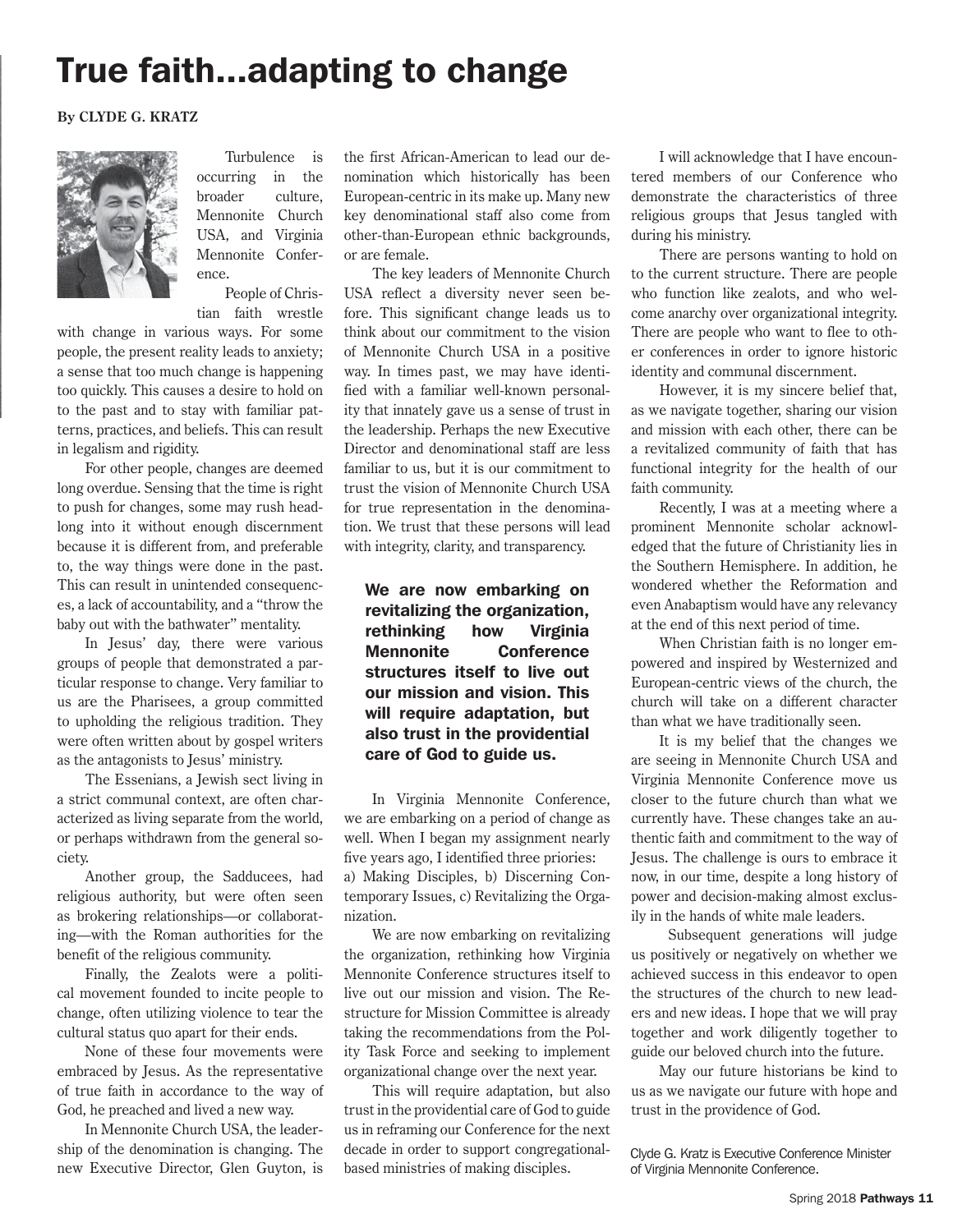# True faith...adapting to change

**By CLYDE G. KRATZ**

Turbulence is occurring in the broader culture, Mennonite Church USA, and Virginia Mennonite Conference.

People of Christian faith wrestle with change in various ways. For some people, the present reality leads to anxiety; a sense that too much change is happening too quickly. This causes a desire to hold on to the past and to stay with familiar patterns, practices, and beliefs. This can result in legalism and rigidity.

For other people, changes are deemed long overdue. Sensing that the time is right to push for changes, some may rush headlong into it without enough discernment because it is different from, and preferable to, the way things were done in the past. This can result in unintended consequences, a lack of accountability, and a "throw the baby out with the bathwater" mentality.

In Jesus' day, there were various groups of people that demonstrated a particular response to change. Very familiar to us are the Pharisees, a group committed to upholding the religious tradition. They were often written about by gospel writers as the antagonists to Jesus' ministry.

The Essenians, a Jewish sect living in a strict communal context, are often characterized as living separate from the world, or perhaps withdrawn from the general society.

Another group, the Sadducees, had religious authority, but were often seen as brokering relationships—or collaborating—with the Roman authorities for the benefit of the religious community.

Finally, the Zealots were a political movement founded to incite people to change, often utilizing violence to tear the cultural status quo apart for their ends.

None of these four movements were embraced by Jesus. As the representative of true faith in accordance to the way of God, he preached and lived a new way.

In Mennonite Church USA, the leadership of the denomination is changing. The new Executive Director, Glen Guyton, is the first African-American to lead our denomination which historically has been European-centric in its make up. Many new key denominational staff also come from other-than-European ethnic backgrounds, or are female.

The key leaders of Mennonite Church USA reflect a diversity never seen before. This significant change leads us to think about our commitment to the vision of Mennonite Church USA in a positive way. In times past, we may have identified with a familiar well-known personality that innately gave us a sense of trust in the leadership. Perhaps the new Executive Director and denominational staff are less familiar to us, but it is our commitment to trust the vision of Mennonite Church USA for true representation in the denomination. We trust that these persons will lead with integrity, clarity, and transparency.

**We are now embarking on revitalizing the organization, rethinking how Virginia Mennonite Conference structures itself to live out our mission and vision. This will require adaptation, but also trust in the providential care of God to guide us.**

In Virginia Mennonite Conference, we are embarking on a period of change as well. When I began my assignment nearly five years ago, I identified three priories: a) Making Disciples, b) Discerning Contemporary Issues, c) Revitalizing the Organization.

We are now embarking on revitalizing the organization, rethinking how Virginia Mennonite Conference structures itself to live out our mission and vision. The Restructure for Mission Committee is already taking the recommendations from the Polity Task Force and seeking to implement organizational change over the next year.

This will require adaptation, but also trust in the providential care of God to guide us in reframing our Conference for the next decade in order to support congregational-based ministries of making disciples.

I will acknowledge that I have encountered members of our Conference who demonstrate the characteristics of three religious groups that Jesus tangled with during his ministry.

There are persons wanting to hold on to the current structure. There are people who function like zealots, and who welcome anarchy over organizational integrity. There are people who want to flee to other conferences in order to ignore historic identity and communal discernment.

However, it is my sincere belief that, as we navigate together, sharing our vision and mission with each other, there can be a revitalized community of faith that has functional integrity for the health of our faith community.

Recently, I was at a meeting where a prominent Mennonite scholar acknowledged that the future of Christianity lies in the Southern Hemisphere. In addition, he wondered whether the Reformation and even Anabaptism would have any relevancy at the end of this next period of time.

When Christian faith is no longer empowered and inspired by Westernized and European-centric views of the church, the church will take on a different character than what we have traditionally seen.

It is my belief that the changes we are seeing in Mennonite Church USA and Virginia Mennonite Conference move us closer to the future church than what we currently have. These changes take an authentic faith and commitment to the way of Jesus. The challenge is ours to embrace it now, in our time, despite a long history of power and decision-making almost exclusily in the hands of white male leaders.

Subsequent generations will judge us positively or negatively on whether we achieved success in this endeavor to open the structures of the church to new leaders and new ideas. I hope that we will pray together and work diligently together to guide our beloved church into the future.

May our future historians be kind to us as we navigate our future with hope and trust in the providence of God.

Clyde G. Kratz is Executive Conference Minister of Virginia Mennonite Conference.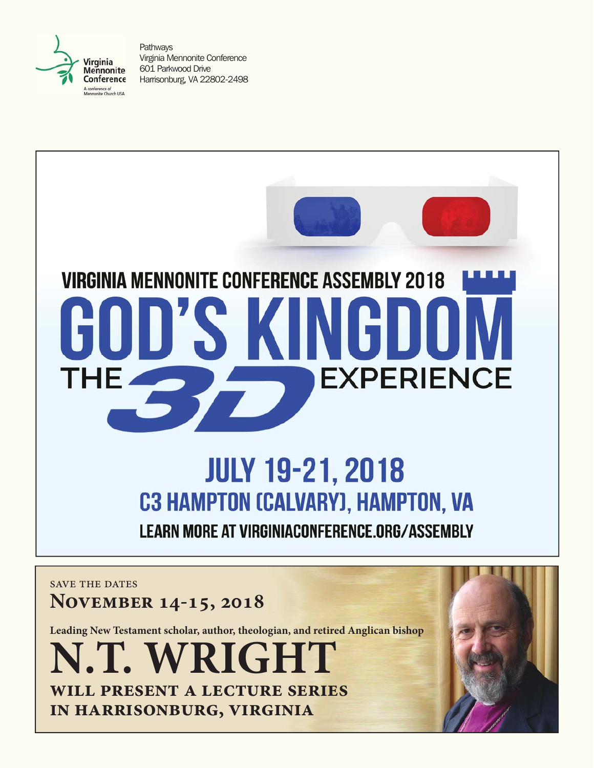Virginia Mennonite Conference
A conference of Mennonite Church USA

Pathways
Virginia Mennonite Conference
601 Parkwood Drive
Harrisonburg, VA 22802-2498

## VIRGINIA MENNONITE CONFERENCE ASSEMBLY 2018

# GOD'S KINGDOM

## THE 3D EXPERIENCE

## JULY 19-21, 2018

### C3 HAMPTON (CALVARY), HAMPTON, VA

LEARN MORE AT VIRGINIACONFERENCE.ORG/ASSEMBLY

SAVE THE DATES

**November 14-15, 2018**

**Leading New Testament scholar, author, theologian, and retired Anglican bishop**

# N.T. WRIGHT

**WILL PRESENT A LECTURE SERIES IN HARRISONBURG, VIRGINIA**